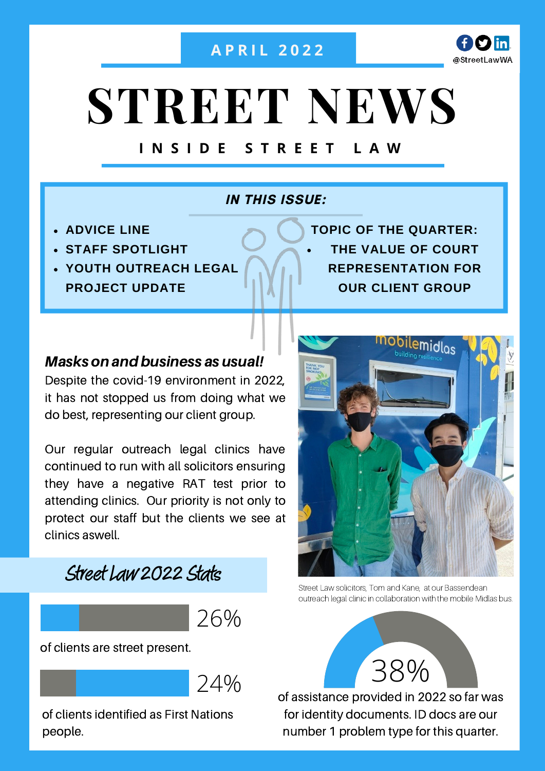APRIL 2022

@StreetLawWA

# STREET NEWS

## INSIDE STREET LAW

***IN THIS ISSUE:***

- **ADVICE LINE**
- **STAFF SPOTLIGHT**
- **YOUTH OUTREACH LEGAL PROJECT UPDATE**

**TOPIC OF THE QUARTER:**

- **THE VALUE OF COURT REPRESENTATION FOR OUR CLIENT GROUP**

### *Masks on and business as usual!*

Despite the covid-19 environment in 2022, it has not stopped us from doing what we do best, representing our client group.

Our regular outreach legal clinics have continued to run with all solicitors ensuring they have a negative RAT test prior to attending clinics. Our priority is not only to protect our staff but the clients we see at clinics aswell.

Street Law solicitors, Tom and Kane, at our Bassendean outreach legal clinic in collaboration with the mobile Midlas bus.

## Street Law 2022 Stats

26% of clients are street present.

24% of clients identified as First Nations people.

38% of assistance provided in 2022 so far was for identity documents. ID docs are our number 1 problem type for this quarter.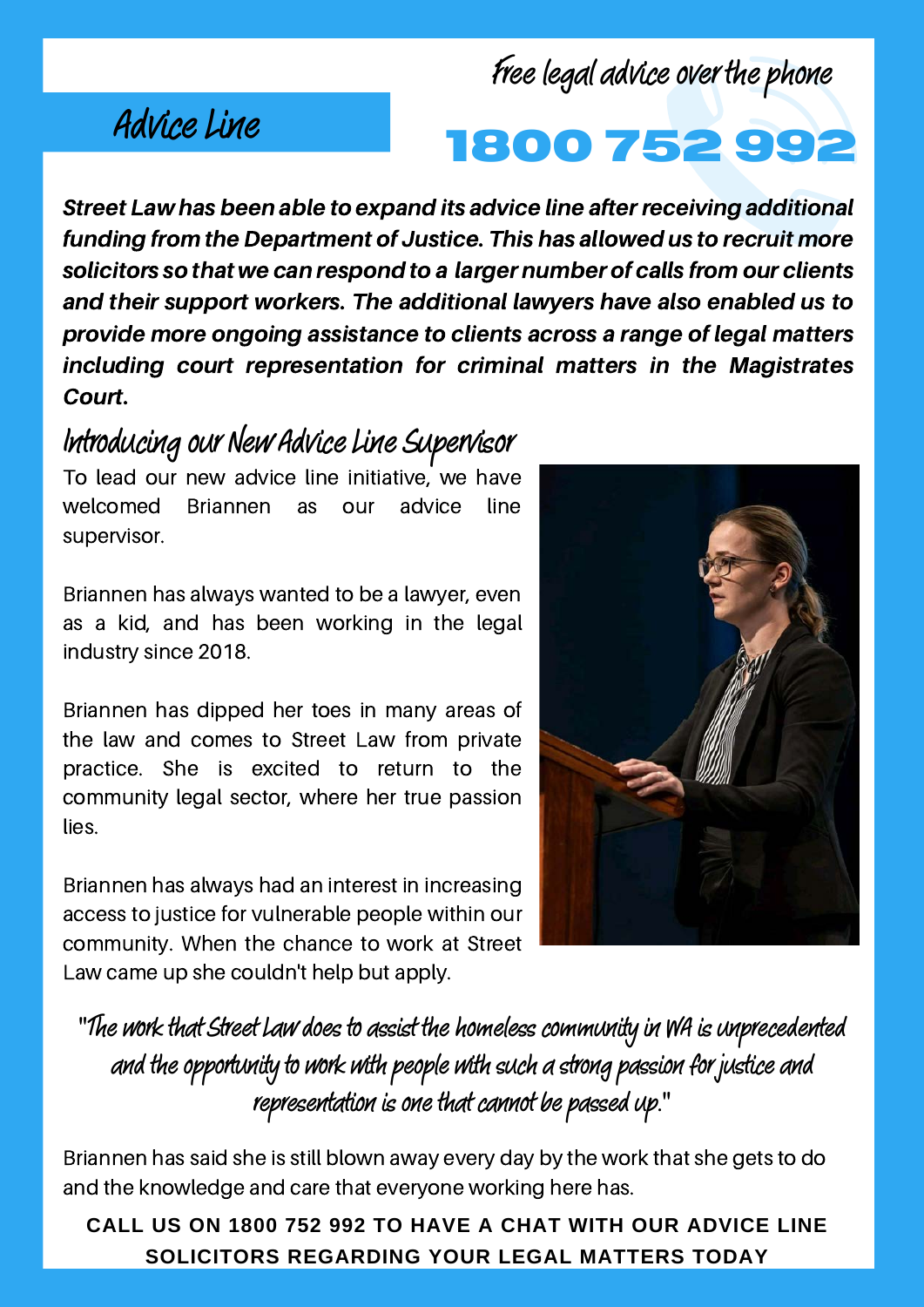# Advice Line

Free legal advice over the phone

## 1800 752 992

***Street Law has been able to expand its advice line after receiving additional funding from the Department of Justice. This has allowed us to recruit more solicitors so that we can respond to a larger number of calls from our clients and their support workers. The additional lawyers have also enabled us to provide more ongoing assistance to clients across a range of legal matters including court representation for criminal matters in the Magistrates Court.***

## Introducing our New Advice Line Supervisor

To lead our new advice line initiative, we have welcomed Briannen as our advice line supervisor.

Briannen has always wanted to be a lawyer, even as a kid, and has been working in the legal industry since 2018.

Briannen has dipped her toes in many areas of the law and comes to Street Law from private practice. She is excited to return to the community legal sector, where her true passion lies.

Briannen has always had an interest in increasing access to justice for vulnerable people within our community. When the chance to work at Street Law came up she couldn't help but apply.

"The work that Street Law does to assist the homeless community in WA is unprecedented and the opportunity to work with people with such a strong passion for justice and representation is one that cannot be passed up."

Briannen has said she is still blown away every day by the work that she gets to do and the knowledge and care that everyone working here has.

**CALL US ON 1800 752 992 TO HAVE A CHAT WITH OUR ADVICE LINE SOLICITORS REGARDING YOUR LEGAL MATTERS TODAY**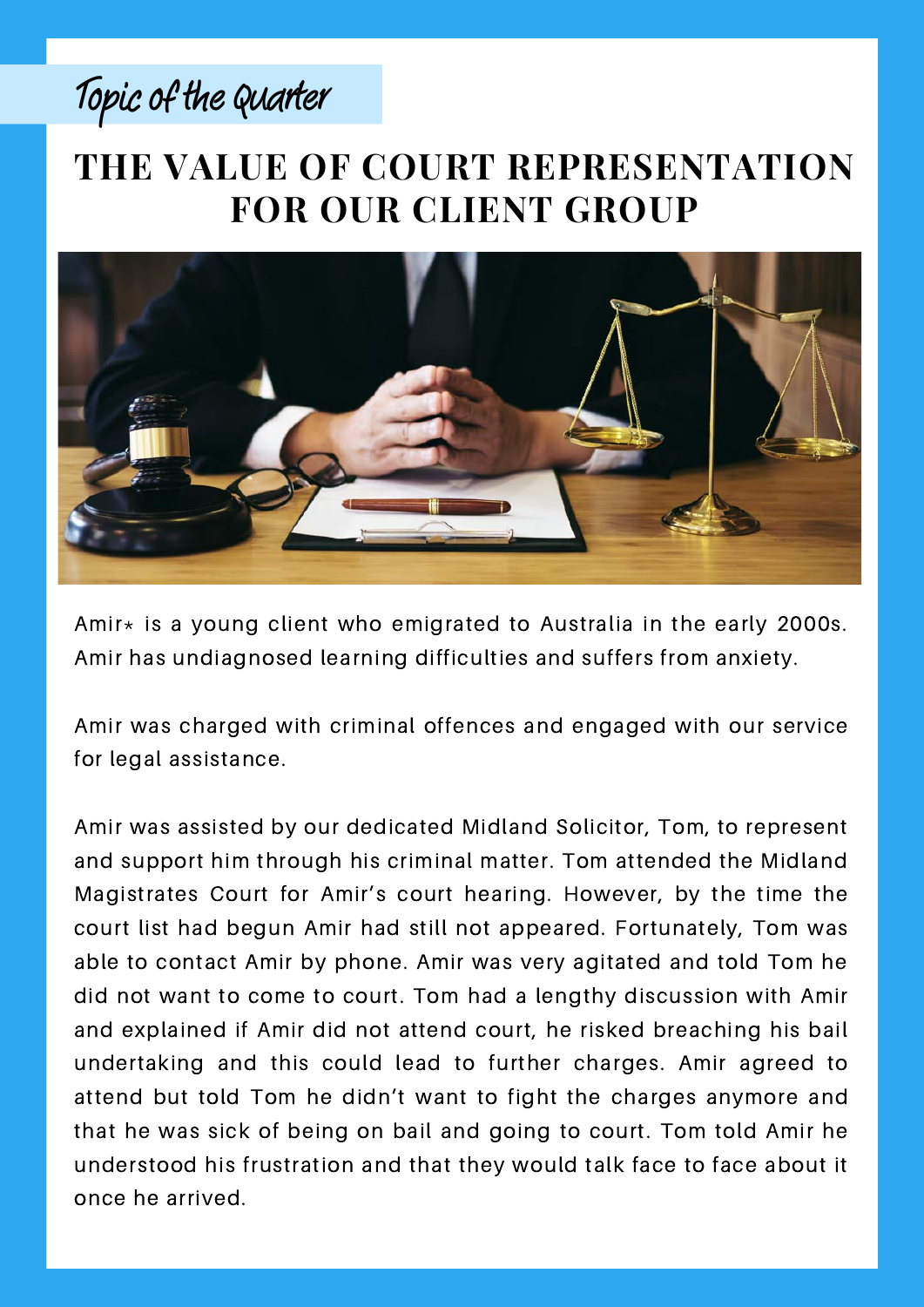Topic of the Quarter

# THE VALUE OF COURT REPRESENTATION FOR OUR CLIENT GROUP

Amir* is a young client who emigrated to Australia in the early 2000s. Amir has undiagnosed learning difficulties and suffers from anxiety.

Amir was charged with criminal offences and engaged with our service for legal assistance.

Amir was assisted by our dedicated Midland Solicitor, Tom, to represent and support him through his criminal matter. Tom attended the Midland Magistrates Court for Amir's court hearing. However, by the time the court list had begun Amir had still not appeared. Fortunately, Tom was able to contact Amir by phone. Amir was very agitated and told Tom he did not want to come to court. Tom had a lengthy discussion with Amir and explained if Amir did not attend court, he risked breaching his bail undertaking and this could lead to further charges. Amir agreed to attend but told Tom he didn't want to fight the charges anymore and that he was sick of being on bail and going to court. Tom told Amir he understood his frustration and that they would talk face to face about it once he arrived.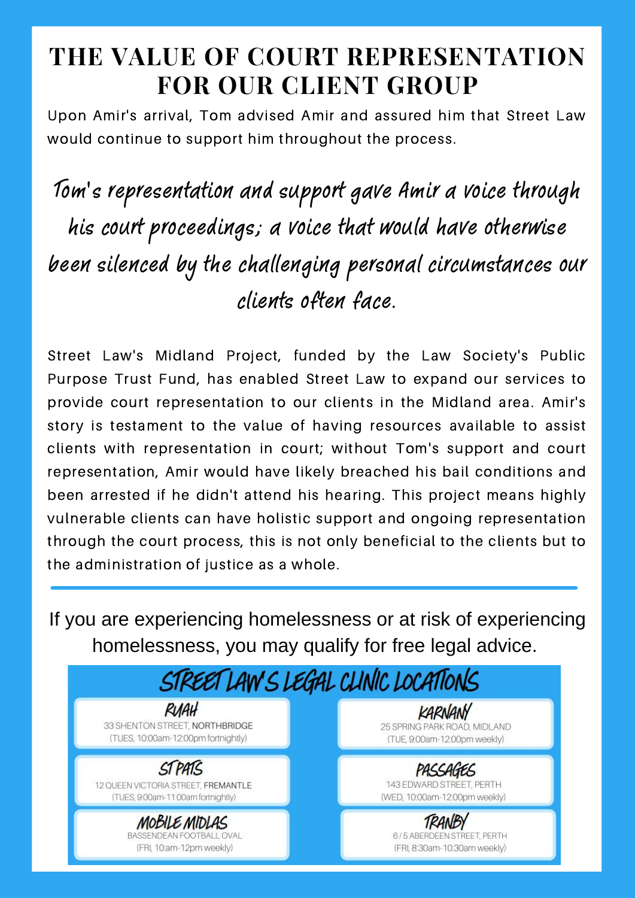# THE VALUE OF COURT REPRESENTATION FOR OUR CLIENT GROUP

Upon Amir's arrival, Tom advised Amir and assured him that Street Law would continue to support him throughout the process.

*Tom's representation and support gave Amir a voice through his court proceedings; a voice that would have otherwise been silenced by the challenging personal circumstances our clients often face.*

Street Law's Midland Project, funded by the Law Society's Public Purpose Trust Fund, has enabled Street Law to expand our services to provide court representation to our clients in the Midland area. Amir's story is testament to the value of having resources available to assist clients with representation in court; without Tom's support and court representation, Amir would have likely breached his bail conditions and been arrested if he didn't attend his hearing. This project means highly vulnerable clients can have holistic support and ongoing representation through the court process, this is not only beneficial to the clients but to the administration of justice as a whole.

---

If you are experiencing homelessness or at risk of experiencing homelessness, you may qualify for free legal advice.

## STREET LAW'S LEGAL CLINIC LOCATIONS

**RUAH**
33 SHENTON STREET, NORTHBRIDGE
(TUES, 10:00am-12:00pm fortnightly)

**KARNANY**
25 SPRING PARK ROAD, MIDLAND
(TUE, 9:00am-12:00pm weekly)

**ST PATS**
12 QUEEN VICTORIA STREET, FREMANTLE
(TUES, 9:00am-11:00am fortnightly)

**PASSAGES**
143 EDWARD STREET, PERTH
(WED, 10:00am-12:00pm weekly)

**MOBILE MIDLAS**
BASSENDEAN FOOTBALL OVAL
(FRI, 10:am-12pm weekly)

**TRANBY**
6 / 5 ABERDEEN STREET, PERTH
(FRI, 8:30am-10:30am weekly)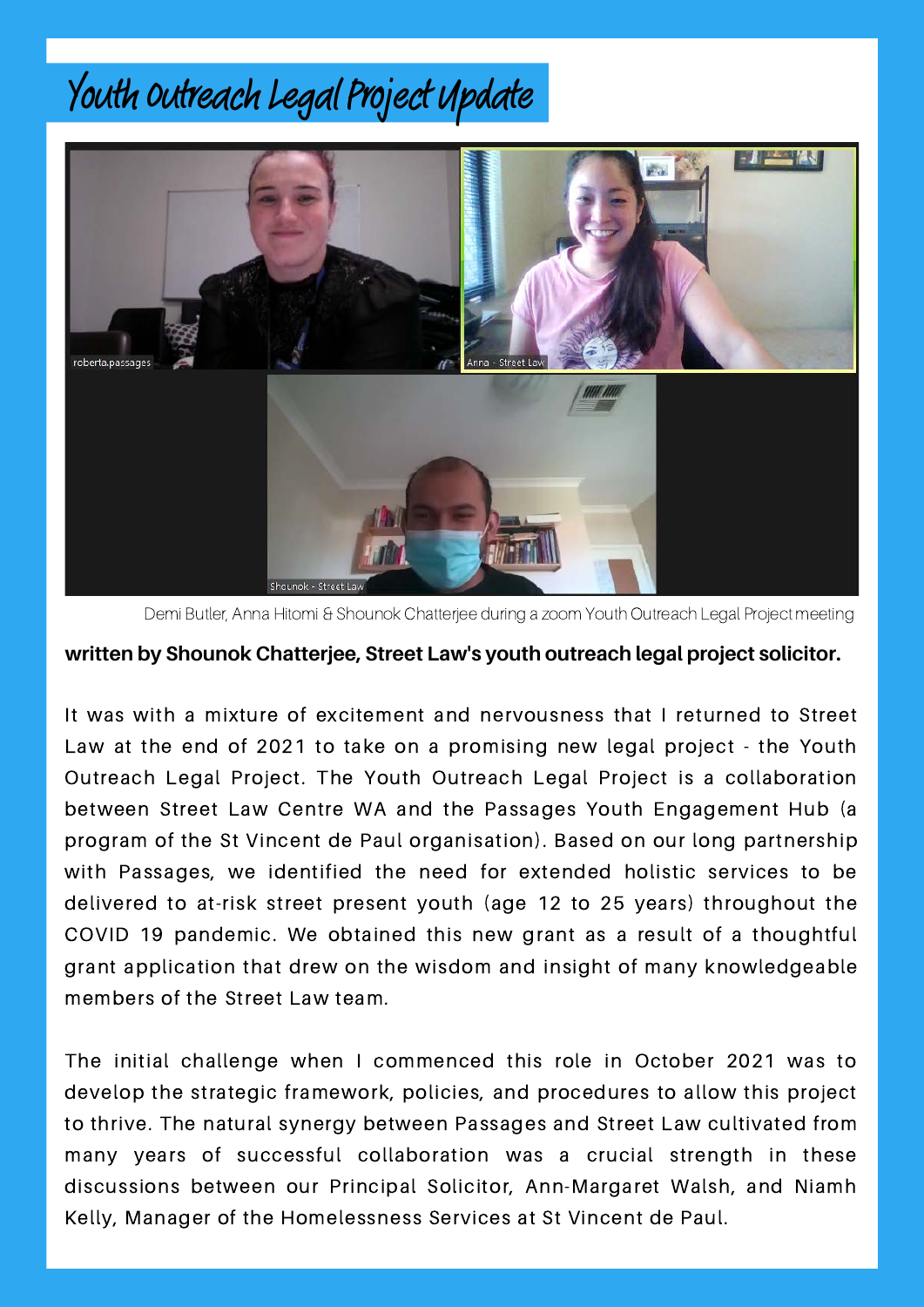# Youth Outreach Legal Project Update

Demi Butler, Anna Hitomi & Shounok Chatterjee during a zoom Youth Outreach Legal Project meeting

**written by Shounok Chatterjee, Street Law's youth outreach legal project solicitor.**

It was with a mixture of excitement and nervousness that I returned to Street Law at the end of 2021 to take on a promising new legal project - the Youth Outreach Legal Project. The Youth Outreach Legal Project is a collaboration between Street Law Centre WA and the Passages Youth Engagement Hub (a program of the St Vincent de Paul organisation). Based on our long partnership with Passages, we identified the need for extended holistic services to be delivered to at-risk street present youth (age 12 to 25 years) throughout the COVID 19 pandemic. We obtained this new grant as a result of a thoughtful grant application that drew on the wisdom and insight of many knowledgeable members of the Street Law team.

The initial challenge when I commenced this role in October 2021 was to develop the strategic framework, policies, and procedures to allow this project to thrive. The natural synergy between Passages and Street Law cultivated from many years of successful collaboration was a crucial strength in these discussions between our Principal Solicitor, Ann-Margaret Walsh, and Niamh Kelly, Manager of the Homelessness Services at St Vincent de Paul.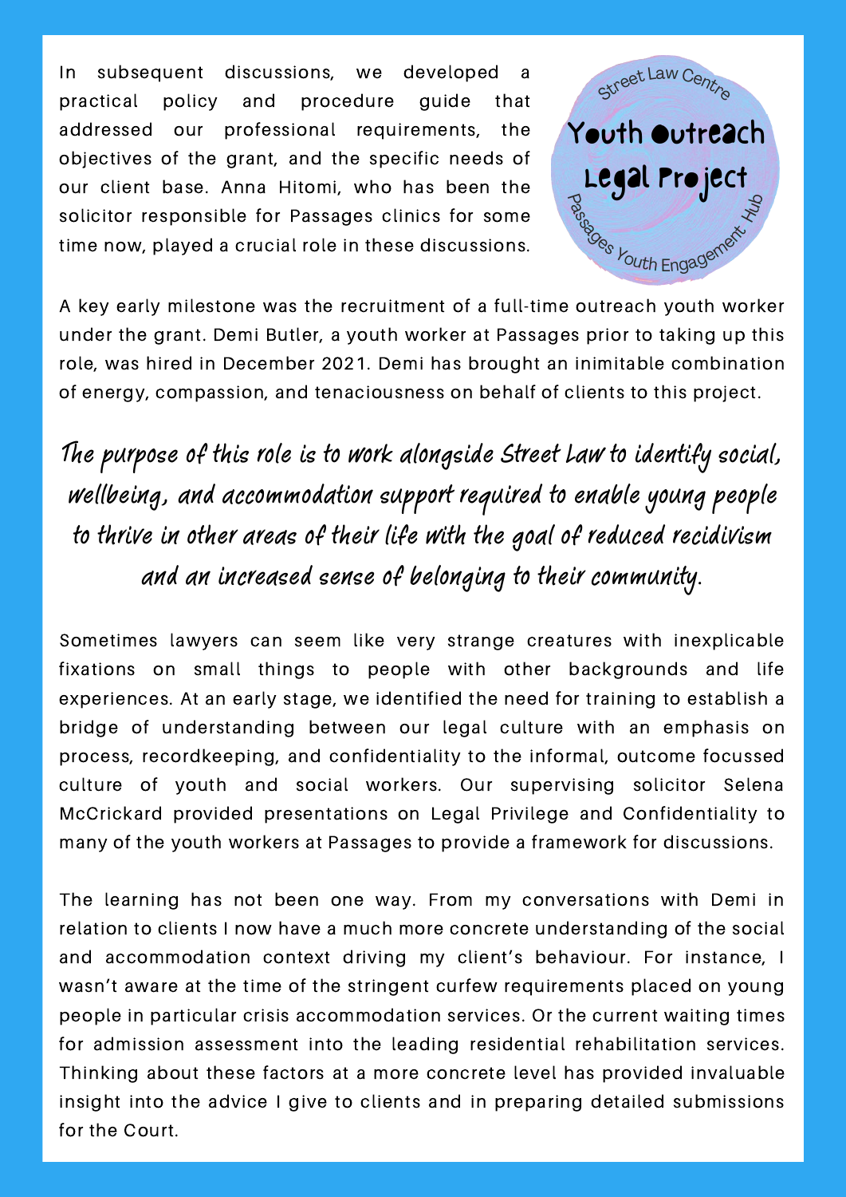In subsequent discussions, we developed a practical policy and procedure guide that addressed our professional requirements, the objectives of the grant, and the specific needs of our client base. Anna Hitomi, who has been the solicitor responsible for Passages clinics for some time now, played a crucial role in these discussions.

Street Law Centre
Youth Outreach Legal Project
Passages Youth Engagement Hub

A key early milestone was the recruitment of a full-time outreach youth worker under the grant. Demi Butler, a youth worker at Passages prior to taking up this role, was hired in December 2021. Demi has brought an inimitable combination of energy, compassion, and tenaciousness on behalf of clients to this project.

*The purpose of this role is to work alongside Street Law to identify social, wellbeing, and accommodation support required to enable young people to thrive in other areas of their life with the goal of reduced recidivism and an increased sense of belonging to their community.*

Sometimes lawyers can seem like very strange creatures with inexplicable fixations on small things to people with other backgrounds and life experiences. At an early stage, we identified the need for training to establish a bridge of understanding between our legal culture with an emphasis on process, recordkeeping, and confidentiality to the informal, outcome focussed culture of youth and social workers. Our supervising solicitor Selena McCrickard provided presentations on Legal Privilege and Confidentiality to many of the youth workers at Passages to provide a framework for discussions.

The learning has not been one way. From my conversations with Demi in relation to clients I now have a much more concrete understanding of the social and accommodation context driving my client's behaviour. For instance, I wasn't aware at the time of the stringent curfew requirements placed on young people in particular crisis accommodation services. Or the current waiting times for admission assessment into the leading residential rehabilitation services. Thinking about these factors at a more concrete level has provided invaluable insight into the advice I give to clients and in preparing detailed submissions for the Court.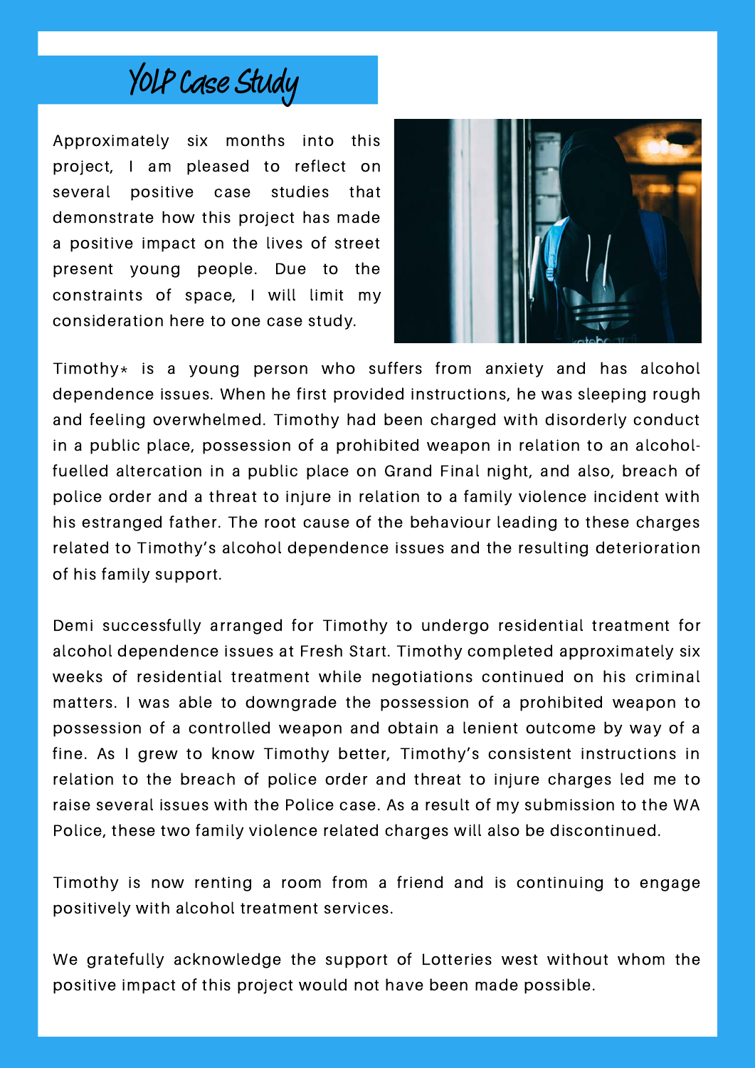# YOLP Case Study

Approximately six months into this project, I am pleased to reflect on several positive case studies that demonstrate how this project has made a positive impact on the lives of street present young people. Due to the constraints of space, I will limit my consideration here to one case study.

Timothy* is a young person who suffers from anxiety and has alcohol dependence issues. When he first provided instructions, he was sleeping rough and feeling overwhelmed. Timothy had been charged with disorderly conduct in a public place, possession of a prohibited weapon in relation to an alcohol-fuelled altercation in a public place on Grand Final night, and also, breach of police order and a threat to injure in relation to a family violence incident with his estranged father. The root cause of the behaviour leading to these charges related to Timothy's alcohol dependence issues and the resulting deterioration of his family support.

Demi successfully arranged for Timothy to undergo residential treatment for alcohol dependence issues at Fresh Start. Timothy completed approximately six weeks of residential treatment while negotiations continued on his criminal matters. I was able to downgrade the possession of a prohibited weapon to possession of a controlled weapon and obtain a lenient outcome by way of a fine. As I grew to know Timothy better, Timothy's consistent instructions in relation to the breach of police order and threat to injure charges led me to raise several issues with the Police case. As a result of my submission to the WA Police, these two family violence related charges will also be discontinued.

Timothy is now renting a room from a friend and is continuing to engage positively with alcohol treatment services.

We gratefully acknowledge the support of Lotteries west without whom the positive impact of this project would not have been made possible.